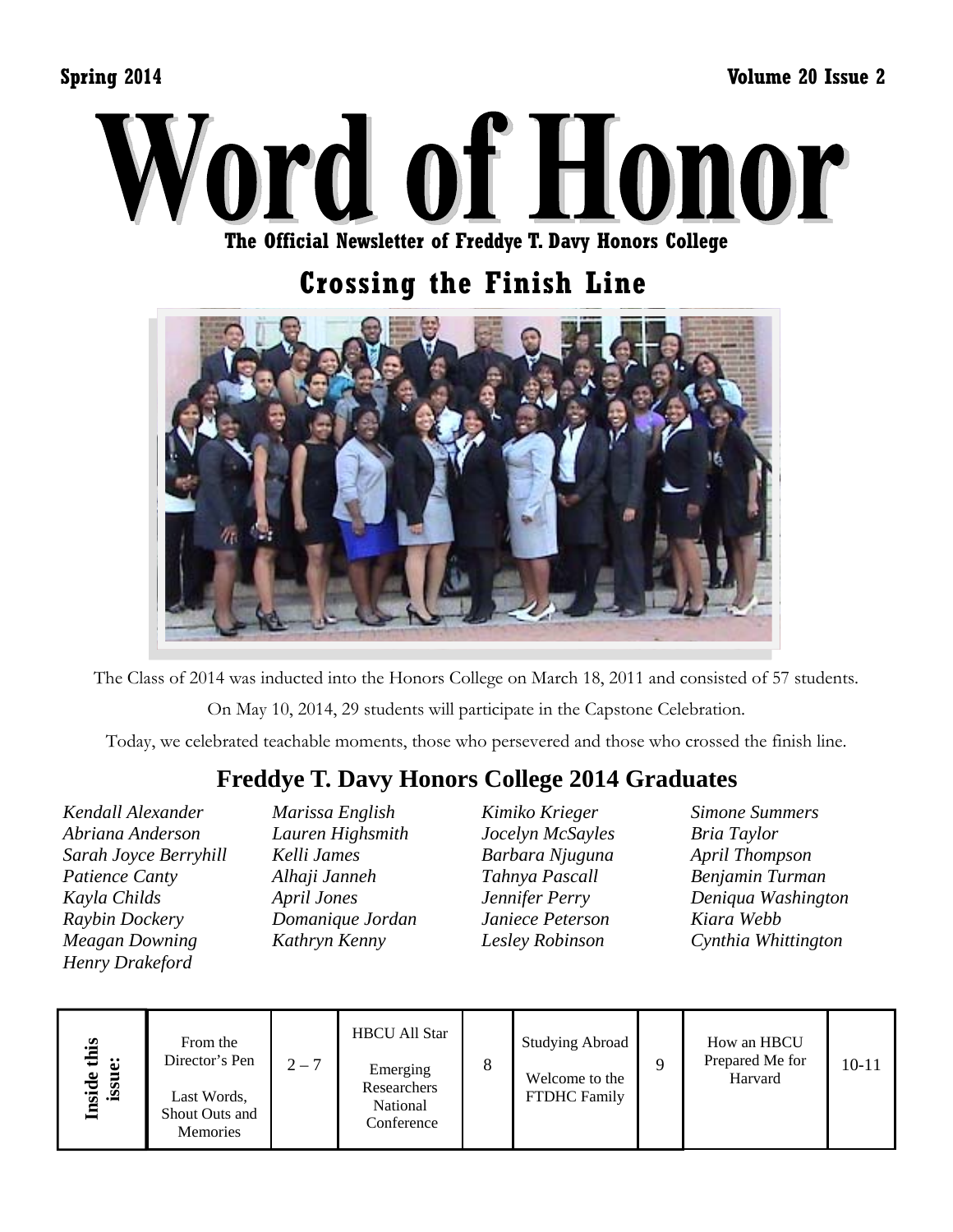Spring 2014 | Volume 20 Issue 2

# Word of Honor

**The Official Newsletter of Freddye T. Davy Honors College**

## Crossing the Finish Line

The Class of 2014 was inducted into the Honors College on March 18, 2011 and consisted of 57 students.

On May 10, 2014, 29 students will participate in the Capstone Celebration.

Today, we celebrated teachable moments, those who persevered and those who crossed the finish line.

## Freddye T. Davy Honors College 2014 Graduates

*Kendall Alexander*
*Abriana Anderson*
*Sarah Joyce Berryhill*
*Patience Canty*
*Kayla Childs*
*Raybin Dockery*
*Meagan Downing*
*Henry Drakeford*
*Marissa English*
*Lauren Highsmith*
*Kelli James*
*Alhaji Janneh*
*April Jones*
*Domanique Jordan*
*Kathryn Kenny*
*Kimiko Krieger*
*Jocelyn McSayles*
*Barbara Njuguna*
*Tahnya Pascall*
*Jennifer Perry*
*Janiece Peterson*
*Lesley Robinson*
*Simone Summers*
*Bria Taylor*
*April Thompson*
*Benjamin Turman*
*Deniqua Washington*
*Kiara Webb*
*Cynthia Whittington*

| Inside this issue: | | | | | | | |
|---|---|---|---|---|---|---|---|
| From the Director's Pen<br><br>Last Words, Shout Outs and Memories | 2 – 7 | HBCU All Star<br><br>Emerging Researchers National Conference | 8 | Studying Abroad<br><br>Welcome to the FTDHC Family | 9 | How an HBCU Prepared Me for Harvard | 10-11 |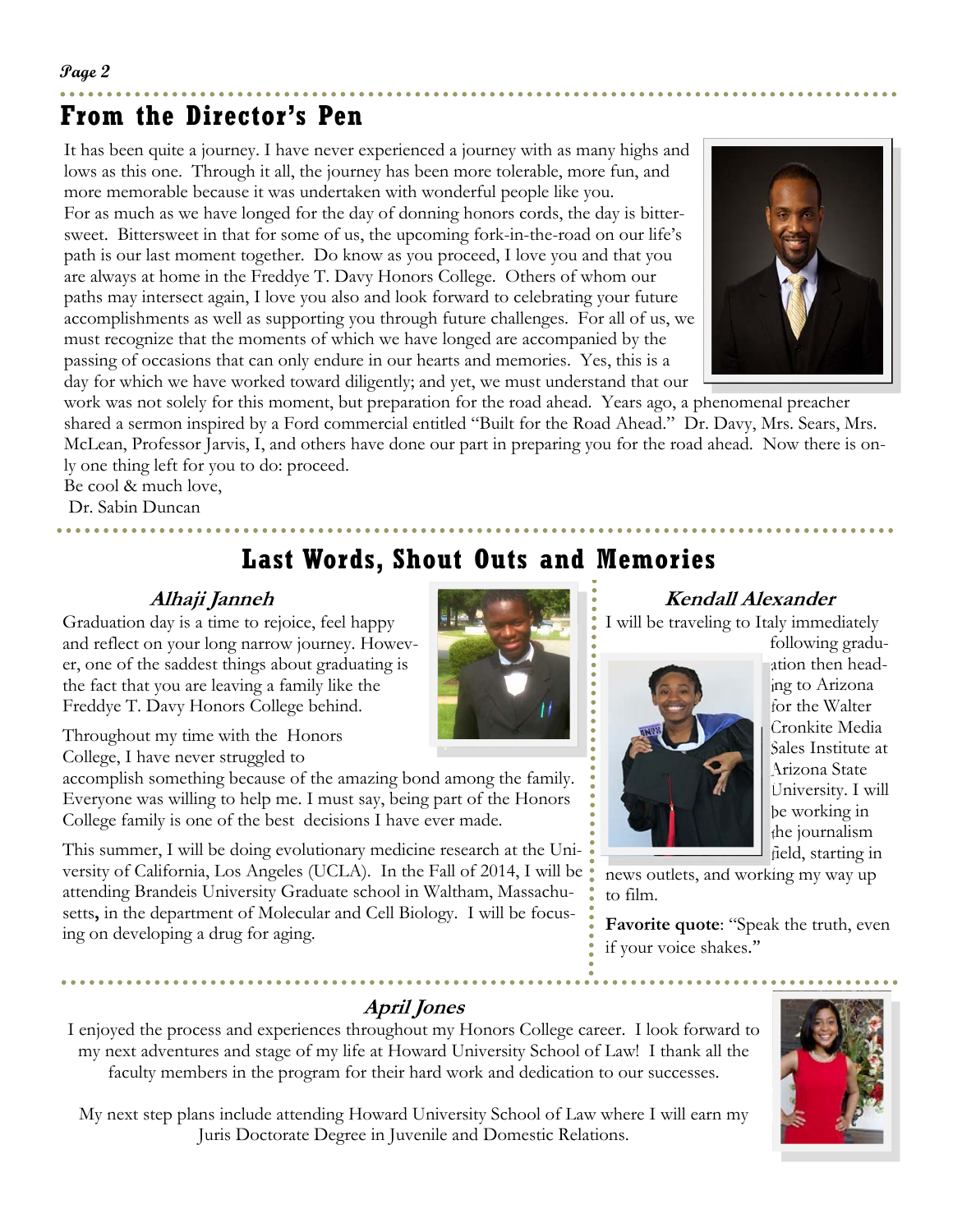## From the Director's Pen

It has been quite a journey. I have never experienced a journey with as many highs and lows as this one. Through it all, the journey has been more tolerable, more fun, and more memorable because it was undertaken with wonderful people like you.

For as much as we have longed for the day of donning honors cords, the day is bittersweet. Bittersweet in that for some of us, the upcoming fork-in-the-road on our life's path is our last moment together. Do know as you proceed, I love you and that you are always at home in the Freddye T. Davy Honors College. Others of whom our paths may intersect again, I love you also and look forward to celebrating your future accomplishments as well as supporting you through future challenges. For all of us, we must recognize that the moments of which we have longed are accompanied by the passing of occasions that can only endure in our hearts and memories. Yes, this is a day for which we have worked toward diligently; and yet, we must understand that our work was not solely for this moment, but preparation for the road ahead. Years ago, a phenomenal preacher shared a sermon inspired by a Ford commercial entitled "Built for the Road Ahead." Dr. Davy, Mrs. Sears, Mrs. McLean, Professor Jarvis, I, and others have done our part in preparing you for the road ahead. Now there is only one thing left for you to do: proceed.

Be cool & much love,

Dr. Sabin Duncan

## Last Words, Shout Outs and Memories

### *Alhaji Janneh*

Graduation day is a time to rejoice, feel happy and reflect on your long narrow journey. However, one of the saddest things about graduating is the fact that you are leaving a family like the Freddye T. Davy Honors College behind.

Throughout my time with the Honors College, I have never struggled to accomplish something because of the amazing bond among the family. Everyone was willing to help me. I must say, being part of the Honors College family is one of the best decisions I have ever made.

This summer, I will be doing evolutionary medicine research at the University of California, Los Angeles (UCLA). In the Fall of 2014, I will be attending Brandeis University Graduate school in Waltham, Massachusetts, in the department of Molecular and Cell Biology. I will be focusing on developing a drug for aging.

### *Kendall Alexander*

I will be traveling to Italy immediately following graduation then heading to Arizona for the Walter Cronkite Media Sales Institute at Arizona State University. I will be working in the journalism field, starting in news outlets, and working my way up to film.

**Favorite quote**: "Speak the truth, even if your voice shakes."

### *April Jones*

I enjoyed the process and experiences throughout my Honors College career. I look forward to my next adventures and stage of my life at Howard University School of Law! I thank all the faculty members in the program for their hard work and dedication to our successes.

My next step plans include attending Howard University School of Law where I will earn my Juris Doctorate Degree in Juvenile and Domestic Relations.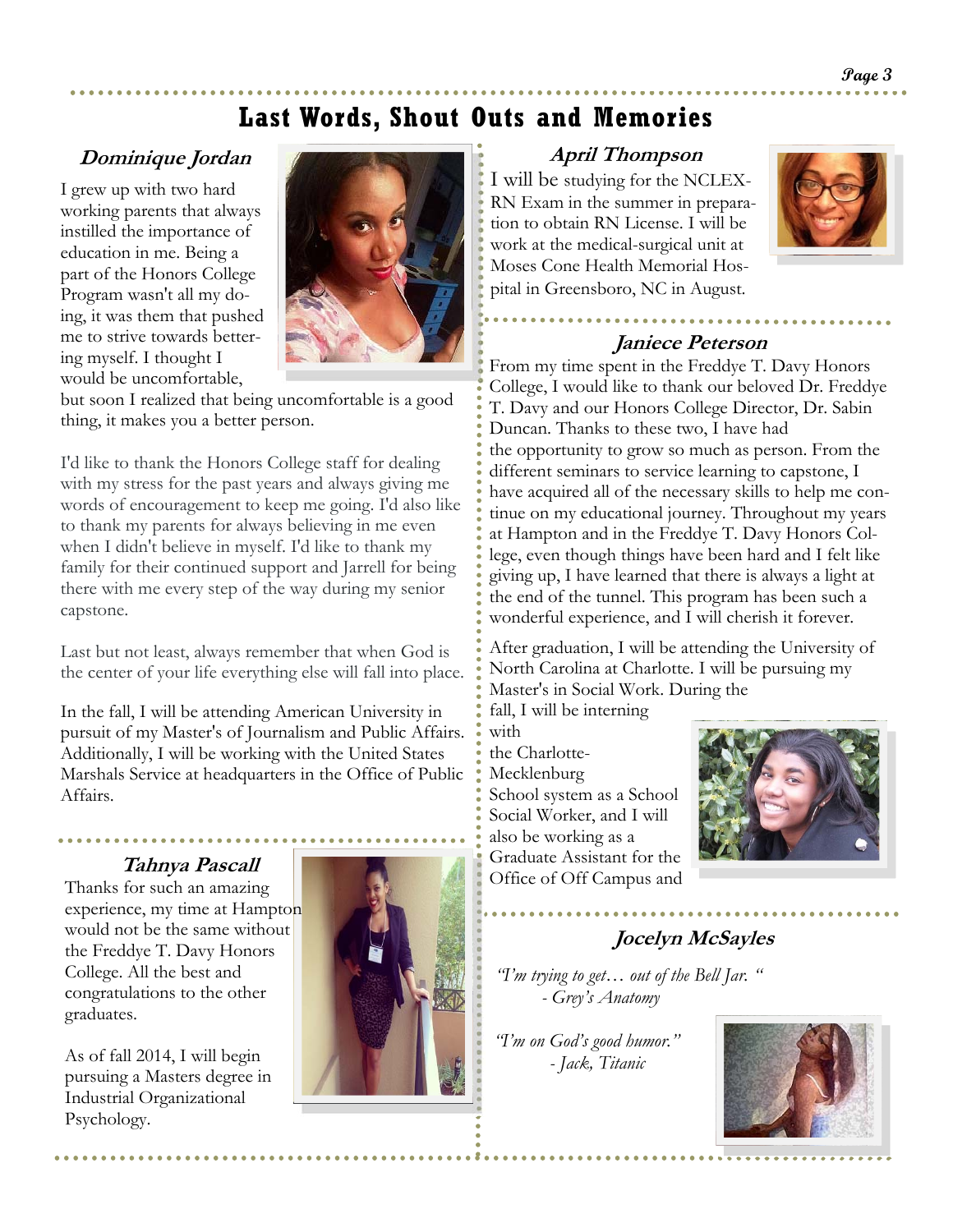# Last Words, Shout Outs and Memories

## *Dominique Jordan*

I grew up with two hard working parents that always instilled the importance of education in me. Being a part of the Honors College Program wasn't all my doing, it was them that pushed me to strive towards bettering myself. I thought I would be uncomfortable, but soon I realized that being uncomfortable is a good thing, it makes you a better person.

I'd like to thank the Honors College staff for dealing with my stress for the past years and always giving me words of encouragement to keep me going. I'd also like to thank my parents for always believing in me even when I didn't believe in myself. I'd like to thank my family for their continued support and Jarrell for being there with me every step of the way during my senior capstone.

Last but not least, always remember that when God is the center of your life everything else will fall into place.

In the fall, I will be attending American University in pursuit of my Master's of Journalism and Public Affairs. Additionally, I will be working with the United States Marshals Service at headquarters in the Office of Public Affairs.

## *Tahnya Pascall*

Thanks for such an amazing experience, my time at Hampton would not be the same without the Freddye T. Davy Honors College. All the best and congratulations to the other graduates.

As of fall 2014, I will begin pursuing a Masters degree in Industrial Organizational Psychology.

## *April Thompson*

I will be studying for the NCLEX-RN Exam in the summer in preparation to obtain RN License. I will be work at the medical-surgical unit at Moses Cone Health Memorial Hospital in Greensboro, NC in August.

## *Janiece Peterson*

From my time spent in the Freddye T. Davy Honors College, I would like to thank our beloved Dr. Freddye T. Davy and our Honors College Director, Dr. Sabin Duncan. Thanks to these two, I have had the opportunity to grow so much as person. From the different seminars to service learning to capstone, I have acquired all of the necessary skills to help me continue on my educational journey. Throughout my years at Hampton and in the Freddye T. Davy Honors College, even though things have been hard and I felt like giving up, I have learned that there is always a light at the end of the tunnel. This program has been such a wonderful experience, and I will cherish it forever.

After graduation, I will be attending the University of North Carolina at Charlotte. I will be pursuing my Master's in Social Work. During the fall, I will be interning with the Charlotte-Mecklenburg School system as a School Social Worker, and I will also be working as a Graduate Assistant for the Office of Off Campus and

## *Jocelyn McSayles*

*"I'm trying to get… out of the Bell Jar. "*
*- Grey's Anatomy*

*"I'm on God's good humor."*
*- Jack, Titanic*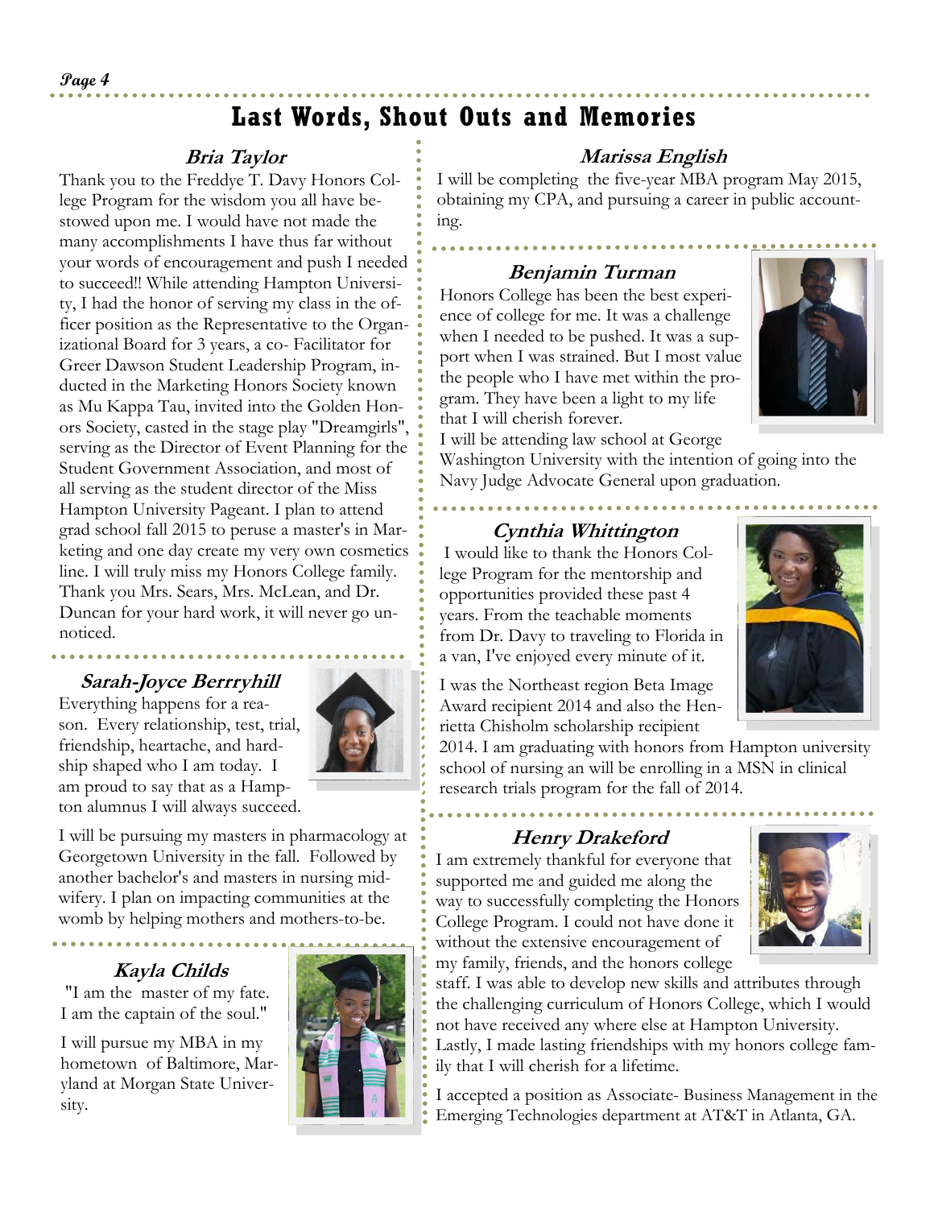# Last Words, Shout Outs and Memories

## Bria Taylor

Thank you to the Freddye T. Davy Honors College Program for the wisdom you all have bestowed upon me. I would have not made the many accomplishments I have thus far without your words of encouragement and push I needed to succeed!! While attending Hampton University, I had the honor of serving my class in the officer position as the Representative to the Organizational Board for 3 years, a co- Facilitator for Greer Dawson Student Leadership Program, inducted in the Marketing Honors Society known as Mu Kappa Tau, invited into the Golden Honors Society, casted in the stage play "Dreamgirls", serving as the Director of Event Planning for the Student Government Association, and most of all serving as the student director of the Miss Hampton University Pageant. I plan to attend grad school fall 2015 to peruse a master's in Marketing and one day create my very own cosmetics line. I will truly miss my Honors College family. Thank you Mrs. Sears, Mrs. McLean, and Dr. Duncan for your hard work, it will never go unnoticed.

## Sarah-Joyce Berrryhill

Everything happens for a reason. Every relationship, test, trial, friendship, heartache, and hardship shaped who I am today. I am proud to say that as a Hampton alumnus I will always succeed.

I will be pursuing my masters in pharmacology at Georgetown University in the fall. Followed by another bachelor's and masters in nursing midwifery. I plan on impacting communities at the womb by helping mothers and mothers-to-be.

## Kayla Childs

"I am the master of my fate. I am the captain of the soul."

I will pursue my MBA in my hometown of Baltimore, Maryland at Morgan State University.

## Marissa English

I will be completing the five-year MBA program May 2015, obtaining my CPA, and pursuing a career in public accounting.

## Benjamin Turman

Honors College has been the best experience of college for me. It was a challenge when I needed to be pushed. It was a support when I was strained. But I most value the people who I have met within the program. They have been a light to my life that I will cherish forever.

I will be attending law school at George Washington University with the intention of going into the Navy Judge Advocate General upon graduation.

## Cynthia Whittington

I would like to thank the Honors College Program for the mentorship and opportunities provided these past 4 years. From the teachable moments from Dr. Davy to traveling to Florida in a van, I've enjoyed every minute of it.

I was the Northeast region Beta Image Award recipient 2014 and also the Henrietta Chisholm scholarship recipient 2014. I am graduating with honors from Hampton university school of nursing an will be enrolling in a MSN in clinical research trials program for the fall of 2014.

## Henry Drakeford

I am extremely thankful for everyone that supported me and guided me along the way to successfully completing the Honors College Program. I could not have done it without the extensive encouragement of my family, friends, and the honors college staff. I was able to develop new skills and attributes through the challenging curriculum of Honors College, which I would not have received any where else at Hampton University. Lastly, I made lasting friendships with my honors college family that I will cherish for a lifetime.

I accepted a position as Associate- Business Management in the Emerging Technologies department at AT&T in Atlanta, GA.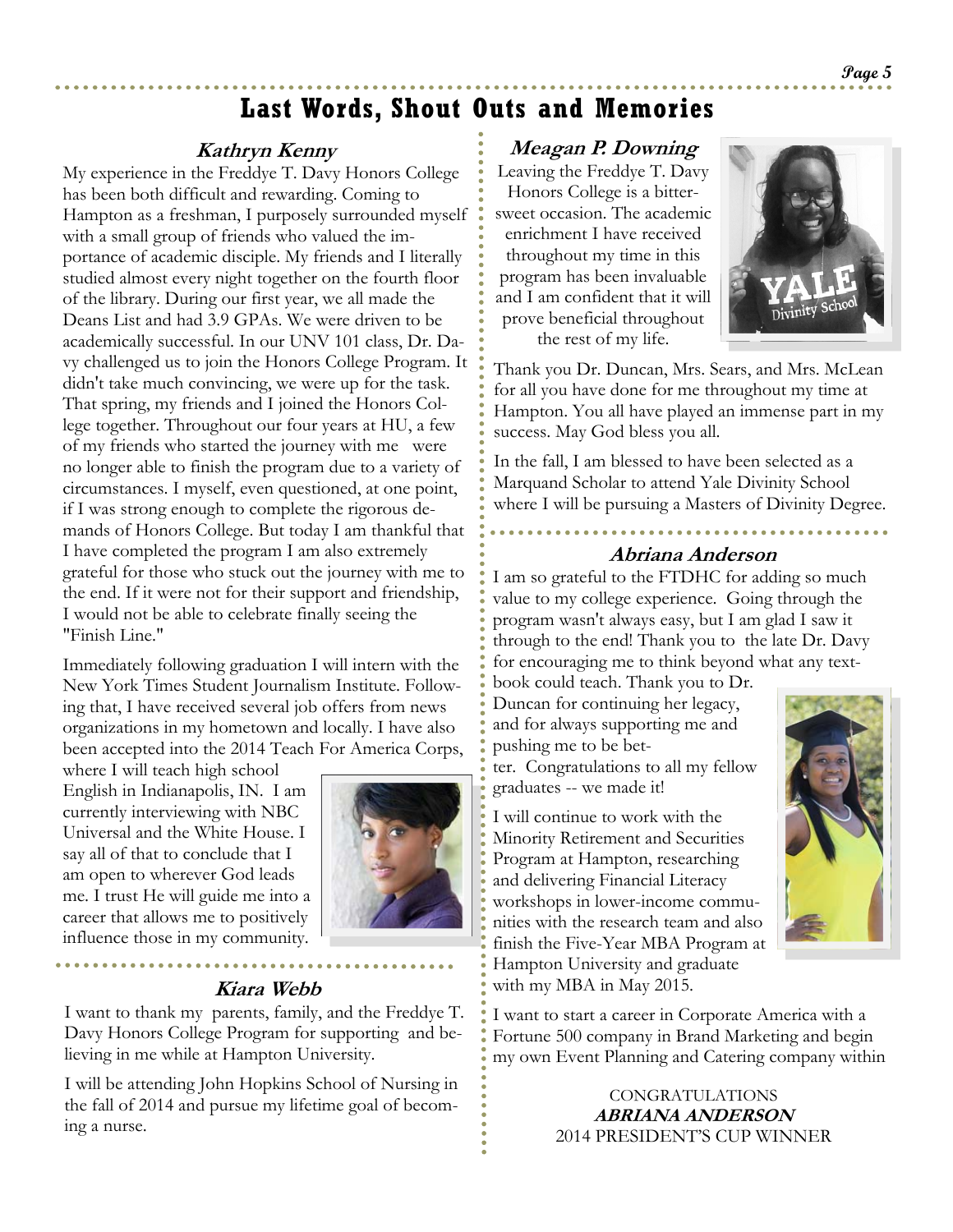# Last Words, Shout Outs and Memories

### *Kathryn Kenny*

My experience in the Freddye T. Davy Honors College has been both difficult and rewarding. Coming to Hampton as a freshman, I purposely surrounded myself with a small group of friends who valued the importance of academic disciple. My friends and I literally studied almost every night together on the fourth floor of the library. During our first year, we all made the Deans List and had 3.9 GPAs. We were driven to be academically successful. In our UNV 101 class, Dr. Davy challenged us to join the Honors College Program. It didn't take much convincing, we were up for the task. That spring, my friends and I joined the Honors College together. Throughout our four years at HU, a few of my friends who started the journey with me were no longer able to finish the program due to a variety of circumstances. I myself, even questioned, at one point, if I was strong enough to complete the rigorous demands of Honors College. But today I am thankful that I have completed the program I am also extremely grateful for those who stuck out the journey with me to the end. If it were not for their support and friendship, I would not be able to celebrate finally seeing the "Finish Line."

Immediately following graduation I will intern with the New York Times Student Journalism Institute. Following that, I have received several job offers from news organizations in my hometown and locally. I have also been accepted into the 2014 Teach For America Corps, where I will teach high school English in Indianapolis, IN. I am currently interviewing with NBC Universal and the White House. I say all of that to conclude that I am open to wherever God leads me. I trust He will guide me into a career that allows me to positively influence those in my community.

### *Kiara Webb*

I want to thank my parents, family, and the Freddye T. Davy Honors College Program for supporting and believing in me while at Hampton University.

I will be attending John Hopkins School of Nursing in the fall of 2014 and pursue my lifetime goal of becoming a nurse.

### *Meagan P. Downing*

Leaving the Freddye T. Davy Honors College is a bittersweet occasion. The academic enrichment I have received throughout my time in this program has been invaluable and I am confident that it will prove beneficial throughout the rest of my life.

Thank you Dr. Duncan, Mrs. Sears, and Mrs. McLean for all you have done for me throughout my time at Hampton. You all have played an immense part in my success. May God bless you all.

In the fall, I am blessed to have been selected as a Marquand Scholar to attend Yale Divinity School where I will be pursuing a Masters of Divinity Degree.

### *Abriana Anderson*

I am so grateful to the FTDHC for adding so much value to my college experience. Going through the program wasn't always easy, but I am glad I saw it through to the end! Thank you to the late Dr. Davy for encouraging me to think beyond what any textbook could teach. Thank you to Dr. Duncan for continuing her legacy, and for always supporting me and pushing me to be better. Congratulations to all my fellow graduates -- we made it!

I will continue to work with the Minority Retirement and Securities Program at Hampton, researching and delivering Financial Literacy workshops in lower-income communities with the research team and also finish the Five-Year MBA Program at Hampton University and graduate with my MBA in May 2015.

I want to start a career in Corporate America with a Fortune 500 company in Brand Marketing and begin my own Event Planning and Catering company within

CONGRATULATIONS
***ABRIANA ANDERSON***
2014 PRESIDENT'S CUP WINNER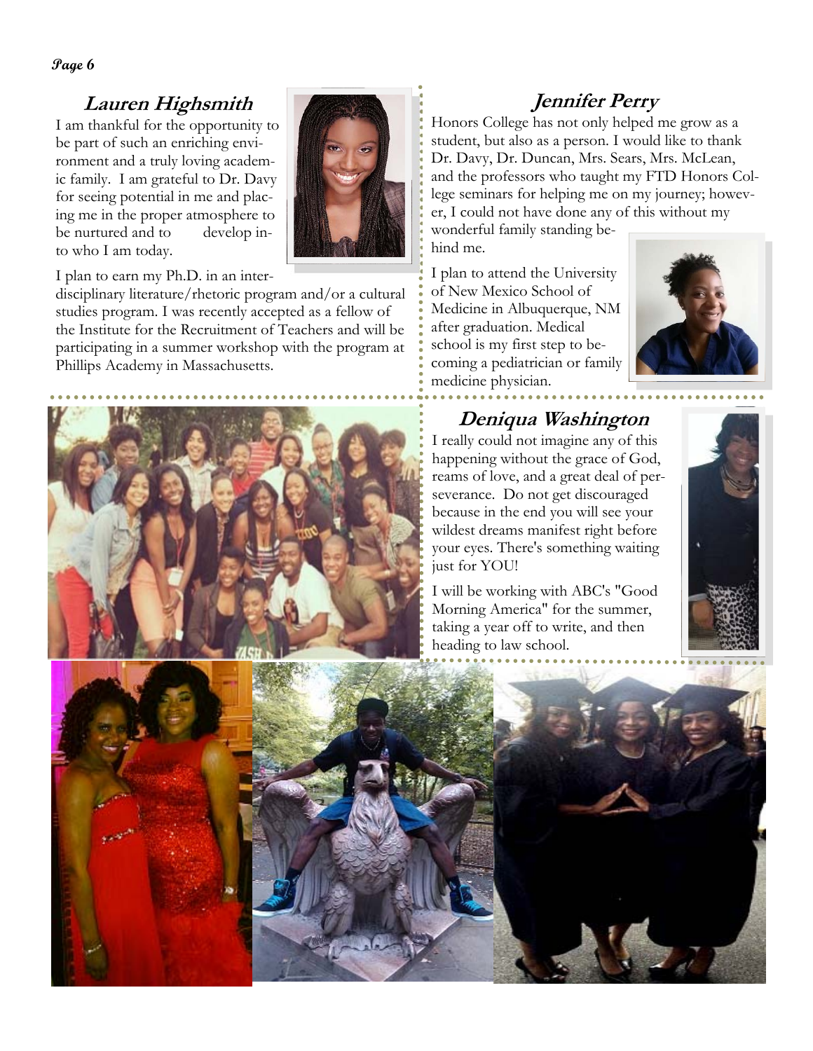## Lauren Highsmith

I am thankful for the opportunity to be part of such an enriching environment and a truly loving academic family. I am grateful to Dr. Davy for seeing potential in me and placing me in the proper atmosphere to be nurtured and to develop into who I am today.

I plan to earn my Ph.D. in an interdisciplinary literature/rhetoric program and/or a cultural studies program. I was recently accepted as a fellow of the Institute for the Recruitment of Teachers and will be participating in a summer workshop with the program at Phillips Academy in Massachusetts.

## Jennifer Perry

Honors College has not only helped me grow as a student, but also as a person. I would like to thank Dr. Davy, Dr. Duncan, Mrs. Sears, Mrs. McLean, and the professors who taught my FTD Honors College seminars for helping me on my journey; however, I could not have done any of this without my wonderful family standing behind me.

I plan to attend the University of New Mexico School of Medicine in Albuquerque, NM after graduation. Medical school is my first step to becoming a pediatrician or family medicine physician.

## Deniqua Washington

I really could not imagine any of this happening without the grace of God, reams of love, and a great deal of perseverance. Do not get discouraged because in the end you will see your wildest dreams manifest right before your eyes. There's something waiting just for YOU!

I will be working with ABC's "Good Morning America" for the summer, taking a year off to write, and then heading to law school.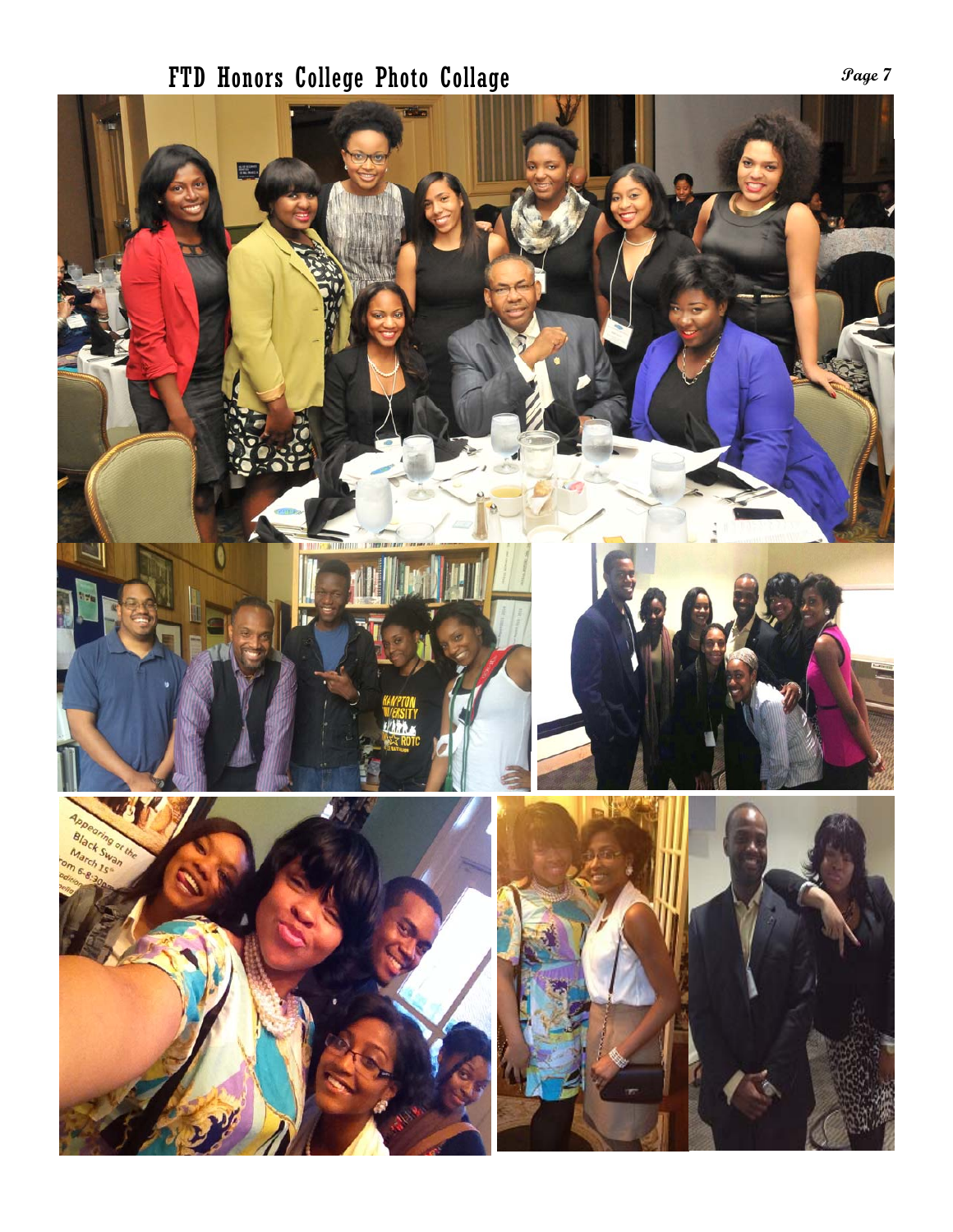# FTD Honors College Photo Collage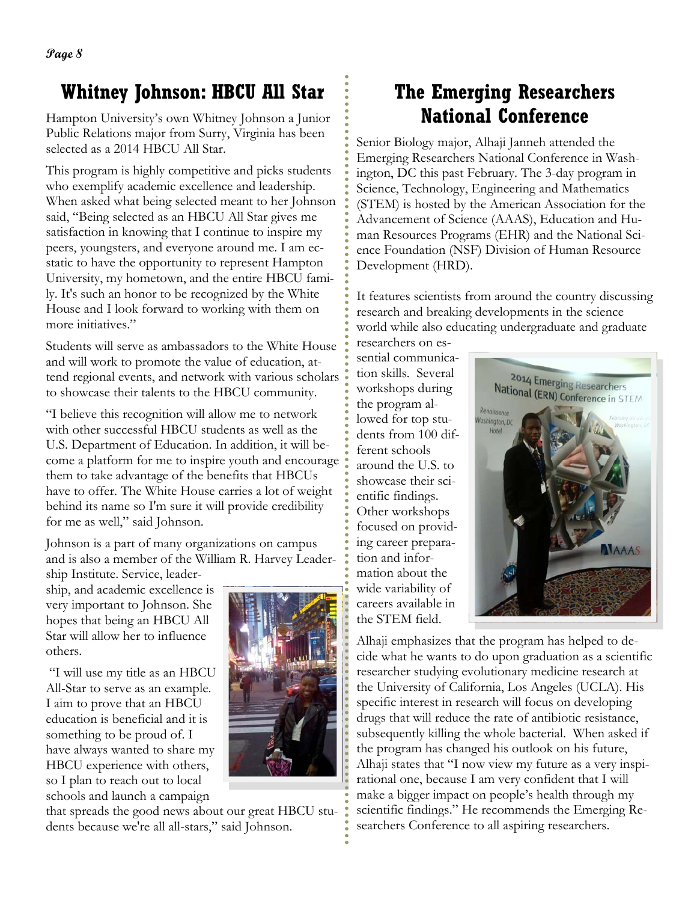## Whitney Johnson: HBCU All Star

Hampton University's own Whitney Johnson a Junior Public Relations major from Surry, Virginia has been selected as a 2014 HBCU All Star.

This program is highly competitive and picks students who exemplify academic excellence and leadership. When asked what being selected meant to her Johnson said, "Being selected as an HBCU All Star gives me satisfaction in knowing that I continue to inspire my peers, youngsters, and everyone around me. I am ecstatic to have the opportunity to represent Hampton University, my hometown, and the entire HBCU family. It's such an honor to be recognized by the White House and I look forward to working with them on more initiatives."

Students will serve as ambassadors to the White House and will work to promote the value of education, attend regional events, and network with various scholars to showcase their talents to the HBCU community.

"I believe this recognition will allow me to network with other successful HBCU students as well as the U.S. Department of Education. In addition, it will become a platform for me to inspire youth and encourage them to take advantage of the benefits that HBCUs have to offer. The White House carries a lot of weight behind its name so I'm sure it will provide credibility for me as well," said Johnson.

Johnson is a part of many organizations on campus and is also a member of the William R. Harvey Leadership Institute. Service, leadership, and academic excellence is very important to Johnson. She hopes that being an HBCU All Star will allow her to influence others.

"I will use my title as an HBCU All-Star to serve as an example. I aim to prove that an HBCU education is beneficial and it is something to be proud of. I have always wanted to share my HBCU experience with others, so I plan to reach out to local schools and launch a campaign that spreads the good news about our great HBCU students because we're all all-stars," said Johnson.

## The Emerging Researchers National Conference

Senior Biology major, Alhaji Janneh attended the Emerging Researchers National Conference in Washington, DC this past February. The 3-day program in Science, Technology, Engineering and Mathematics (STEM) is hosted by the American Association for the Advancement of Science (AAAS), Education and Human Resources Programs (EHR) and the National Science Foundation (NSF) Division of Human Resource Development (HRD).

It features scientists from around the country discussing research and breaking developments in the science world while also educating undergraduate and graduate researchers on essential communication skills. Several workshops during the program allowed for top students from 100 different schools around the U.S. to showcase their scientific findings. Other workshops focused on providing career preparation and information about the wide variability of careers available in the STEM field.

Alhaji emphasizes that the program has helped to decide what he wants to do upon graduation as a scientific researcher studying evolutionary medicine research at the University of California, Los Angeles (UCLA). His specific interest in research will focus on developing drugs that will reduce the rate of antibiotic resistance, subsequently killing the whole bacterial. When asked if the program has changed his outlook on his future, Alhaji states that "I now view my future as a very inspirational one, because I am very confident that I will make a bigger impact on people's health through my scientific findings." He recommends the Emerging Researchers Conference to all aspiring researchers.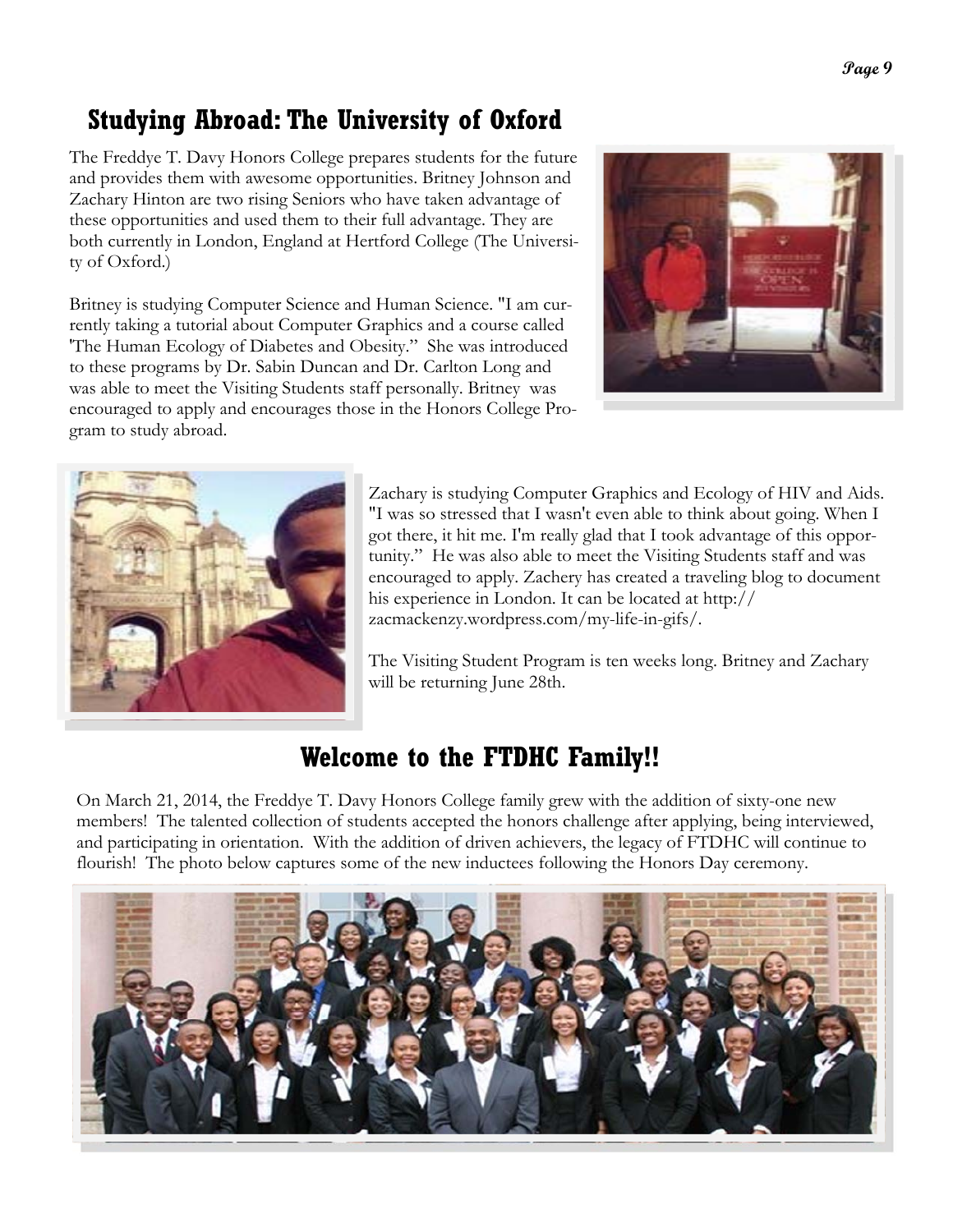## Studying Abroad: The University of Oxford

The Freddye T. Davy Honors College prepares students for the future and provides them with awesome opportunities. Britney Johnson and Zachary Hinton are two rising Seniors who have taken advantage of these opportunities and used them to their full advantage. They are both currently in London, England at Hertford College (The University of Oxford.)

Britney is studying Computer Science and Human Science. "I am currently taking a tutorial about Computer Graphics and a course called 'The Human Ecology of Diabetes and Obesity." She was introduced to these programs by Dr. Sabin Duncan and Dr. Carlton Long and was able to meet the Visiting Students staff personally. Britney was encouraged to apply and encourages those in the Honors College Program to study abroad.

Zachary is studying Computer Graphics and Ecology of HIV and Aids. "I was so stressed that I wasn't even able to think about going. When I got there, it hit me. I'm really glad that I took advantage of this opportunity." He was also able to meet the Visiting Students staff and was encouraged to apply. Zachery has created a traveling blog to document his experience in London. It can be located at http://zacmackenzy.wordpress.com/my-life-in-gifs/.

The Visiting Student Program is ten weeks long. Britney and Zachary will be returning June 28th.

## Welcome to the FTDHC Family!!

On March 21, 2014, the Freddye T. Davy Honors College family grew with the addition of sixty-one new members! The talented collection of students accepted the honors challenge after applying, being interviewed, and participating in orientation. With the addition of driven achievers, the legacy of FTDHC will continue to flourish! The photo below captures some of the new inductees following the Honors Day ceremony.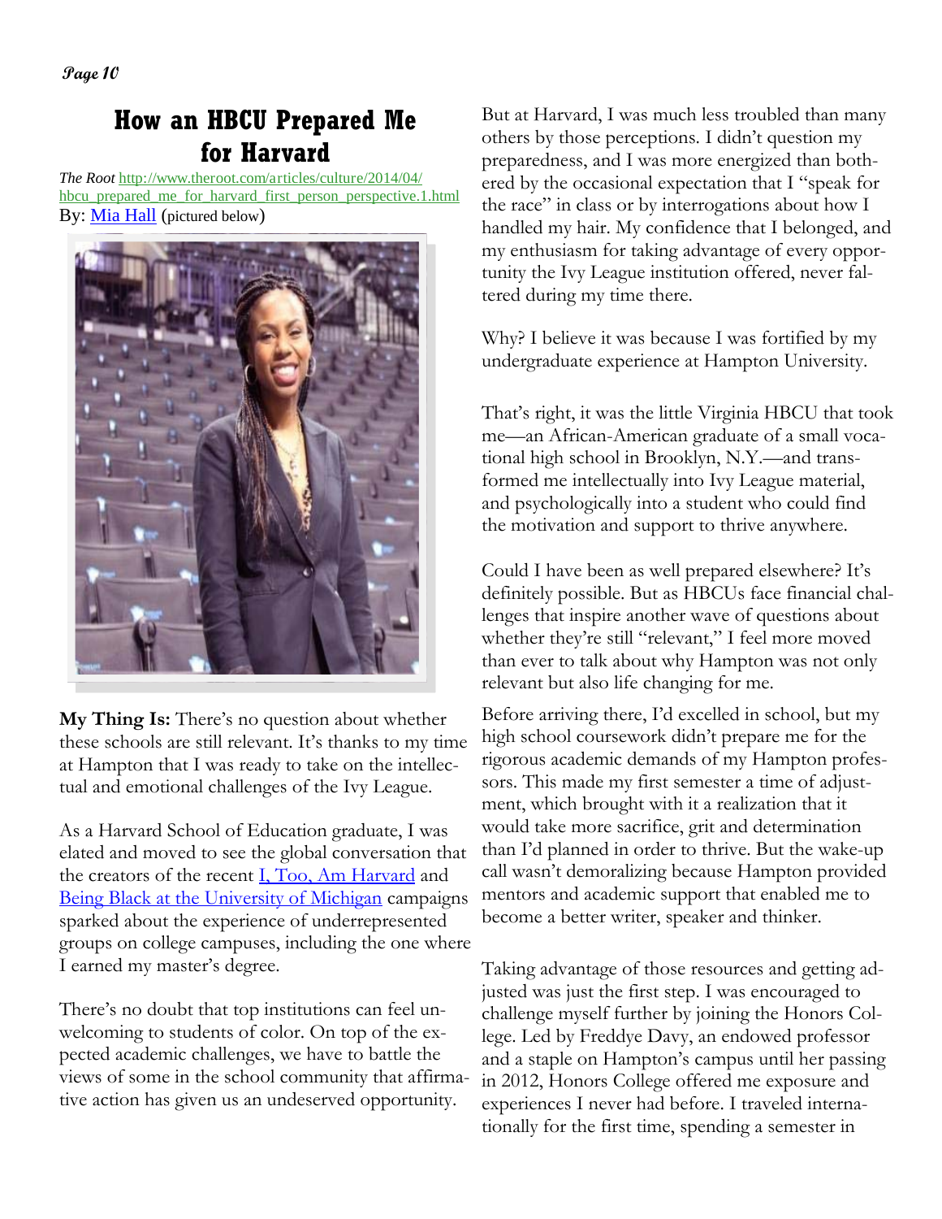# How an HBCU Prepared Me for Harvard

*The Root* http://www.theroot.com/articles/culture/2014/04/hbcu_prepared_me_for_harvard_first_person_perspective.1.html
By: Mia Hall (pictured below)

**My Thing Is:** There's no question about whether these schools are still relevant. It's thanks to my time at Hampton that I was ready to take on the intellectual and emotional challenges of the Ivy League.

As a Harvard School of Education graduate, I was elated and moved to see the global conversation that the creators of the recent I, Too, Am Harvard and Being Black at the University of Michigan campaigns sparked about the experience of underrepresented groups on college campuses, including the one where I earned my master's degree.

There's no doubt that top institutions can feel unwelcoming to students of color. On top of the expected academic challenges, we have to battle the views of some in the school community that affirmative action has given us an undeserved opportunity.

But at Harvard, I was much less troubled than many others by those perceptions. I didn't question my preparedness, and I was more energized than bothered by the occasional expectation that I "speak for the race" in class or by interrogations about how I handled my hair. My confidence that I belonged, and my enthusiasm for taking advantage of every opportunity the Ivy League institution offered, never faltered during my time there.

Why? I believe it was because I was fortified by my undergraduate experience at Hampton University.

That's right, it was the little Virginia HBCU that took me—an African-American graduate of a small vocational high school in Brooklyn, N.Y.—and transformed me intellectually into Ivy League material, and psychologically into a student who could find the motivation and support to thrive anywhere.

Could I have been as well prepared elsewhere? It's definitely possible. But as HBCUs face financial challenges that inspire another wave of questions about whether they're still "relevant," I feel more moved than ever to talk about why Hampton was not only relevant but also life changing for me.

Before arriving there, I'd excelled in school, but my high school coursework didn't prepare me for the rigorous academic demands of my Hampton professors. This made my first semester a time of adjustment, which brought with it a realization that it would take more sacrifice, grit and determination than I'd planned in order to thrive. But the wake-up call wasn't demoralizing because Hampton provided mentors and academic support that enabled me to become a better writer, speaker and thinker.

Taking advantage of those resources and getting adjusted was just the first step. I was encouraged to challenge myself further by joining the Honors College. Led by Freddye Davy, an endowed professor and a staple on Hampton's campus until her passing in 2012, Honors College offered me exposure and experiences I never had before. I traveled internationally for the first time, spending a semester in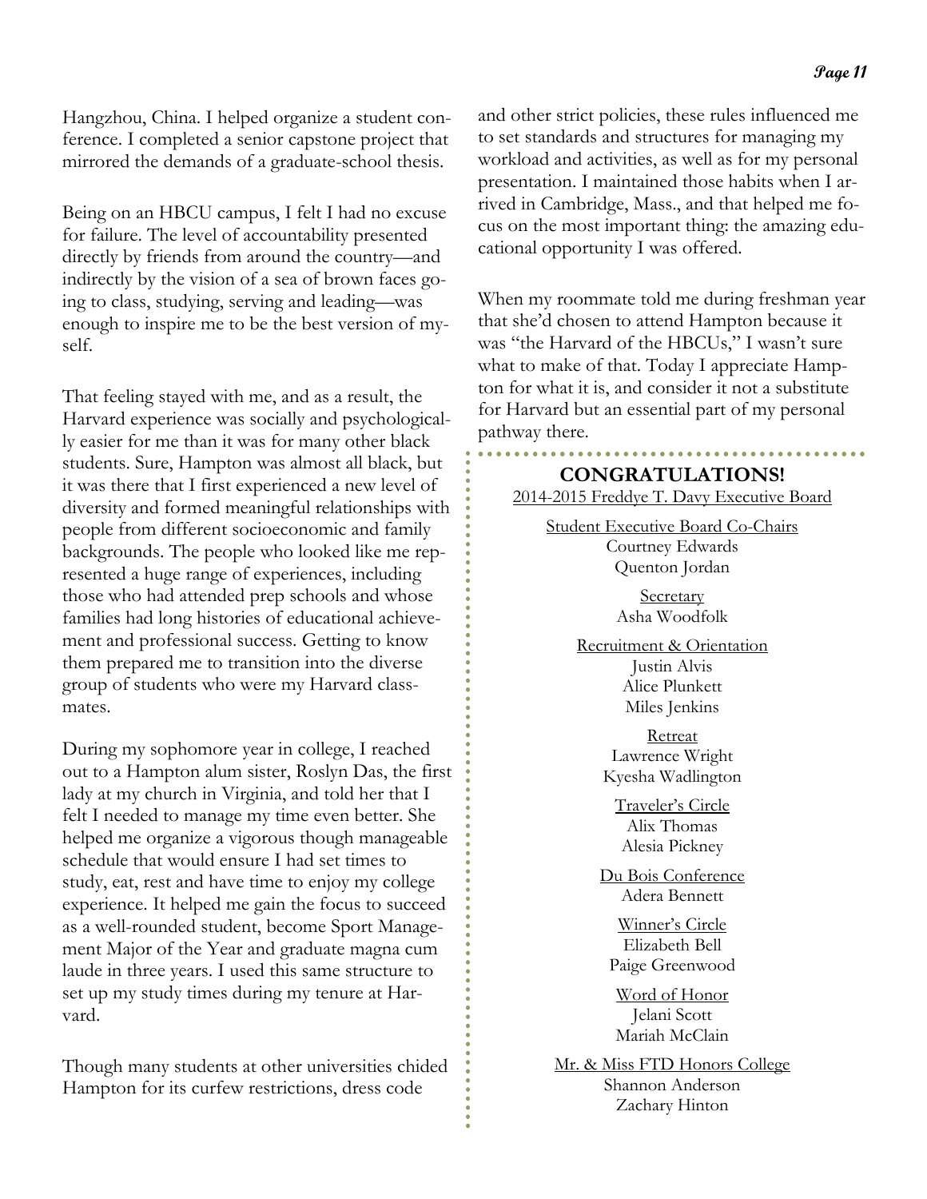Hangzhou, China. I helped organize a student conference. I completed a senior capstone project that mirrored the demands of a graduate-school thesis.

Being on an HBCU campus, I felt I had no excuse for failure. The level of accountability presented directly by friends from around the country—and indirectly by the vision of a sea of brown faces going to class, studying, serving and leading—was enough to inspire me to be the best version of myself.

That feeling stayed with me, and as a result, the Harvard experience was socially and psychologically easier for me than it was for many other black students. Sure, Hampton was almost all black, but it was there that I first experienced a new level of diversity and formed meaningful relationships with people from different socioeconomic and family backgrounds. The people who looked like me represented a huge range of experiences, including those who had attended prep schools and whose families had long histories of educational achievement and professional success. Getting to know them prepared me to transition into the diverse group of students who were my Harvard classmates.

During my sophomore year in college, I reached out to a Hampton alum sister, Roslyn Das, the first lady at my church in Virginia, and told her that I felt I needed to manage my time even better. She helped me organize a vigorous though manageable schedule that would ensure I had set times to study, eat, rest and have time to enjoy my college experience. It helped me gain the focus to succeed as a well-rounded student, become Sport Management Major of the Year and graduate magna cum laude in three years. I used this same structure to set up my study times during my tenure at Harvard.

Though many students at other universities chided Hampton for its curfew restrictions, dress code and other strict policies, these rules influenced me to set standards and structures for managing my workload and activities, as well as for my personal presentation. I maintained those habits when I arrived in Cambridge, Mass., and that helped me focus on the most important thing: the amazing educational opportunity I was offered.

When my roommate told me during freshman year that she'd chosen to attend Hampton because it was "the Harvard of the HBCUs," I wasn't sure what to make of that. Today I appreciate Hampton for what it is, and consider it not a substitute for Harvard but an essential part of my personal pathway there.

## CONGRATULATIONS!

2014-2015 Freddye T. Davy Executive Board

Student Executive Board Co-Chairs
Courtney Edwards
Quenton Jordan

Secretary
Asha Woodfolk

Recruitment & Orientation
Justin Alvis
Alice Plunkett
Miles Jenkins

Retreat
Lawrence Wright
Kyesha Wadlington

Traveler's Circle
Alix Thomas
Alesia Pickney

Du Bois Conference
Adera Bennett

Winner's Circle
Elizabeth Bell
Paige Greenwood

Word of Honor
Jelani Scott
Mariah McClain

Mr. & Miss FTD Honors College
Shannon Anderson
Zachary Hinton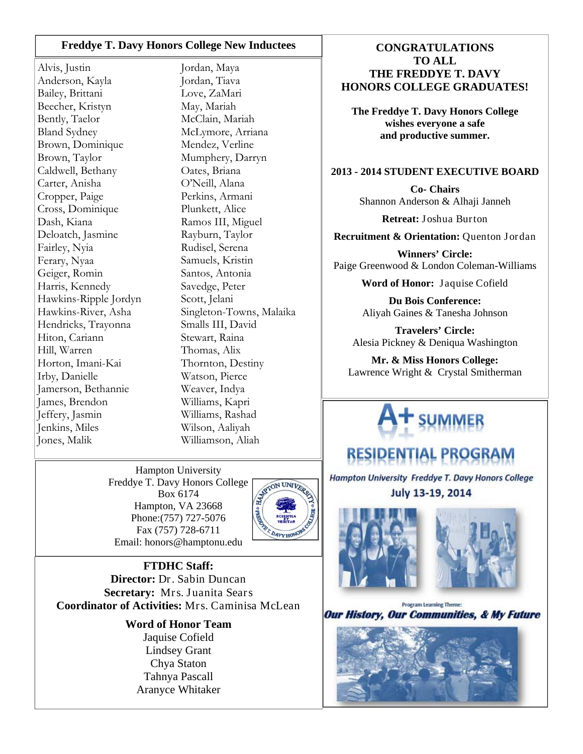## Freddye T. Davy Honors College New Inductees

Alvis, Justin
Anderson, Kayla
Bailey, Brittani
Beecher, Kristyn
Bently, Taelor
Bland Sydney
Brown, Dominique
Brown, Taylor
Caldwell, Bethany
Carter, Anisha
Cropper, Paige
Cross, Dominique
Dash, Kiana
Deloatch, Jasmine
Fairley, Nyia
Ferary, Nyaa
Geiger, Romin
Harris, Kennedy
Hawkins-Ripple Jordyn
Hawkins-River, Asha
Hendricks, Trayonna
Hiton, Cariann
Hill, Warren
Horton, Imani-Kai
Irby, Danielle
Jamerson, Bethannie
James, Brendon
Jeffery, Jasmin
Jenkins, Miles
Jones, Malik
Jordan, Maya
Jordan, Tiava
Love, ZaMari
May, Mariah
McClain, Mariah
McLymore, Arriana
Mendez, Verline
Mumphery, Darryn
Oates, Briana
O'Neill, Alana
Perkins, Armani
Plunkett, Alice
Ramos III, Miguel
Rayburn, Taylor
Rudisel, Serena
Samuels, Kristin
Santos, Antonia
Savedge, Peter
Scott, Jelani
Singleton-Towns, Malaika
Smalls III, David
Stewart, Raina
Thomas, Alix
Thornton, Destiny
Watson, Pierce
Weaver, Indya
Williams, Kapri
Williams, Rashad
Wilson, Aaliyah
Williamson, Aliah

Hampton University
Freddye T. Davy Honors College
Box 6174
Hampton, VA 23668
Phone:(757) 727-5076
Fax (757) 728-6711
Email: honors@hamptonu.edu

**FTDHC Staff:**
**Director:** Dr. Sabin Duncan
**Secretary:** Mrs. Juanita Sears
**Coordinator of Activities:** Mrs. Caminisa McLean

**Word of Honor Team**
Jaquise Cofield
Lindsey Grant
Chya Staton
Tahnya Pascall
Aranyce Whitaker

## CONGRATULATIONS TO ALL THE FREDDYE T. DAVY HONORS COLLEGE GRADUATES!

**The Freddye T. Davy Honors College wishes everyone a safe and productive summer.**

### 2013 - 2014 STUDENT EXECUTIVE BOARD

**Co- Chairs**
Shannon Anderson & Alhaji Janneh

**Retreat:** Joshua Burton

**Recruitment & Orientation:** Quenton Jordan

**Winners' Circle:**
Paige Greenwood & London Coleman-Williams

**Word of Honor:** Jaquise Cofield

**Du Bois Conference:**
Aliyah Gaines & Tanesha Johnson

**Travelers' Circle:**
Alesia Pickney & Deniqua Washington

**Mr. & Miss Honors College:**
Lawrence Wright & Crystal Smitherman

## A+ SUMMER RESIDENTIAL PROGRAM

*Hampton University Freddye T. Davy Honors College*
**July 13-19, 2014**

Program Learning Theme:
***Our History, Our Communities, & My Future***